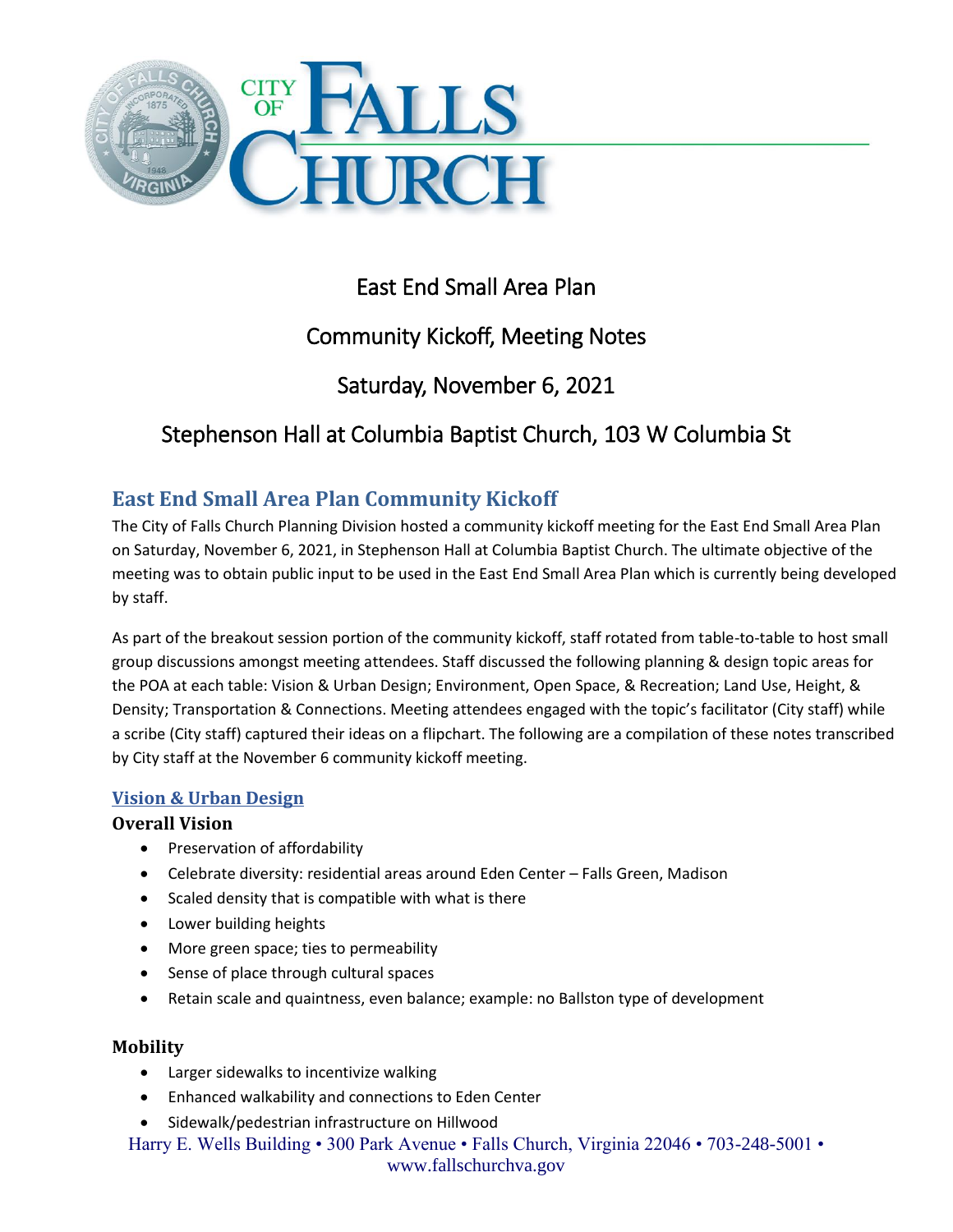# East End Small Area Plan

# Community Kickoff, Meeting Notes

# Saturday, November 6, 2021

# Stephenson Hall at Columbia Baptist Church, 103 W Columbia St

## East End Small Area Plan Community Kickoff

The City of Falls Church Planning Division hosted a community kickoff meeting for the East End Small Area Plan on Saturday, November 6, 2021, in Stephenson Hall at Columbia Baptist Church. The ultimate objective of the meeting was to obtain public input to be used in the East End Small Area Plan which is currently being developed by staff.

As part of the breakout session portion of the community kickoff, staff rotated from table-to-table to host small group discussions amongst meeting attendees. Staff discussed the following planning & design topic areas for the POA at each table: Vision & Urban Design; Environment, Open Space, & Recreation; Land Use, Height, & Density; Transportation & Connections. Meeting attendees engaged with the topic's facilitator (City staff) while a scribe (City staff) captured their ideas on a flipchart. The following are a compilation of these notes transcribed by City staff at the November 6 community kickoff meeting.

### Vision & Urban Design

#### Overall Vision

- Preservation of affordability
- Celebrate diversity: residential areas around Eden Center – Falls Green, Madison
- Scaled density that is compatible with what is there
- Lower building heights
- More green space; ties to permeability
- Sense of place through cultural spaces
- Retain scale and quaintness, even balance; example: no Ballston type of development

#### Mobility

- Larger sidewalks to incentivize walking
- Enhanced walkability and connections to Eden Center
- Sidewalk/pedestrian infrastructure on Hillwood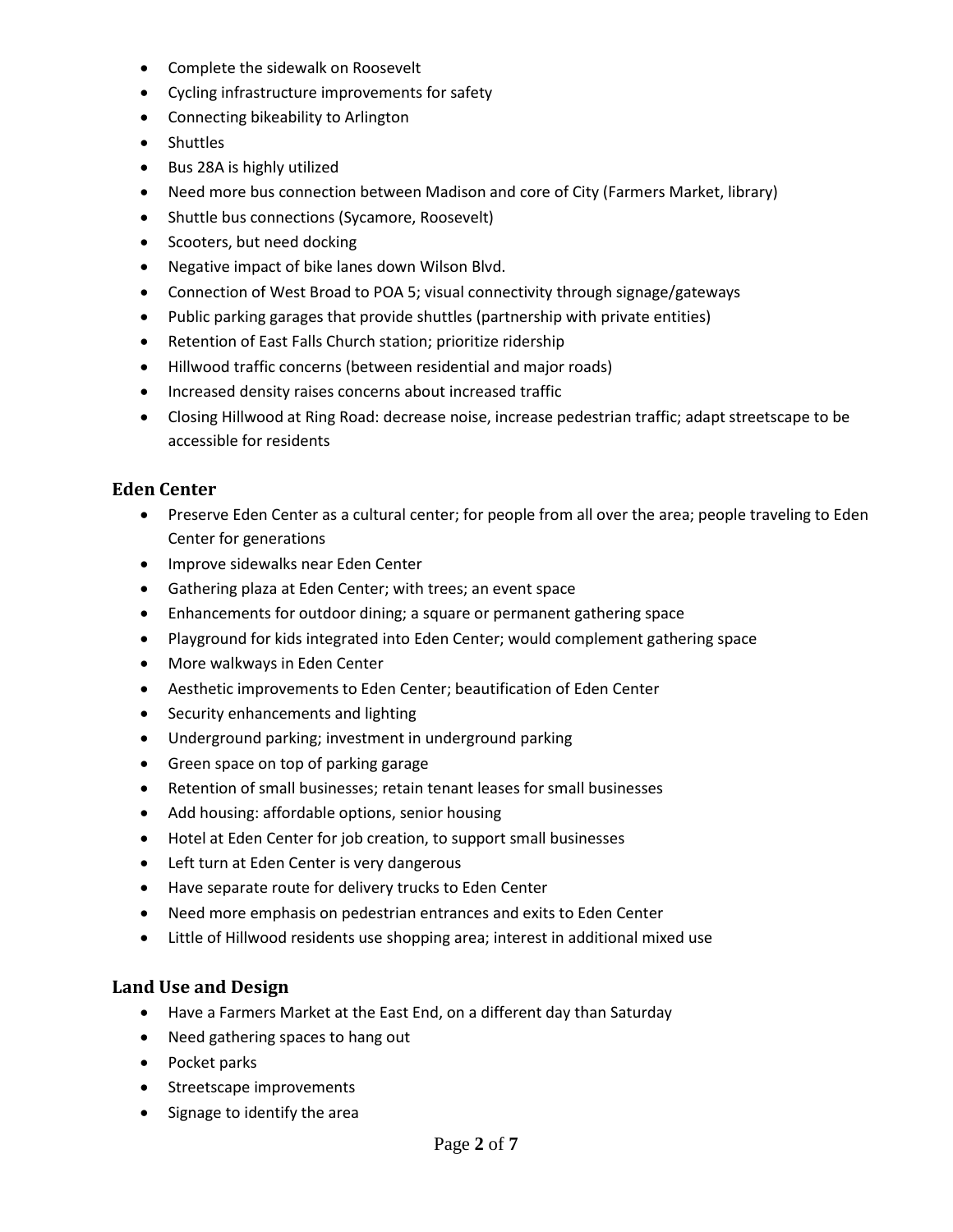- Complete the sidewalk on Roosevelt
- Cycling infrastructure improvements for safety
- Connecting bikeability to Arlington
- Shuttles
- Bus 28A is highly utilized
- Need more bus connection between Madison and core of City (Farmers Market, library)
- Shuttle bus connections (Sycamore, Roosevelt)
- Scooters, but need docking
- Negative impact of bike lanes down Wilson Blvd.
- Connection of West Broad to POA 5; visual connectivity through signage/gateways
- Public parking garages that provide shuttles (partnership with private entities)
- Retention of East Falls Church station; prioritize ridership
- Hillwood traffic concerns (between residential and major roads)
- Increased density raises concerns about increased traffic
- Closing Hillwood at Ring Road: decrease noise, increase pedestrian traffic; adapt streetscape to be accessible for residents

## Eden Center

- Preserve Eden Center as a cultural center; for people from all over the area; people traveling to Eden Center for generations
- Improve sidewalks near Eden Center
- Gathering plaza at Eden Center; with trees; an event space
- Enhancements for outdoor dining; a square or permanent gathering space
- Playground for kids integrated into Eden Center; would complement gathering space
- More walkways in Eden Center
- Aesthetic improvements to Eden Center; beautification of Eden Center
- Security enhancements and lighting
- Underground parking; investment in underground parking
- Green space on top of parking garage
- Retention of small businesses; retain tenant leases for small businesses
- Add housing: affordable options, senior housing
- Hotel at Eden Center for job creation, to support small businesses
- Left turn at Eden Center is very dangerous
- Have separate route for delivery trucks to Eden Center
- Need more emphasis on pedestrian entrances and exits to Eden Center
- Little of Hillwood residents use shopping area; interest in additional mixed use

## Land Use and Design

- Have a Farmers Market at the East End, on a different day than Saturday
- Need gathering spaces to hang out
- Pocket parks
- Streetscape improvements
- Signage to identify the area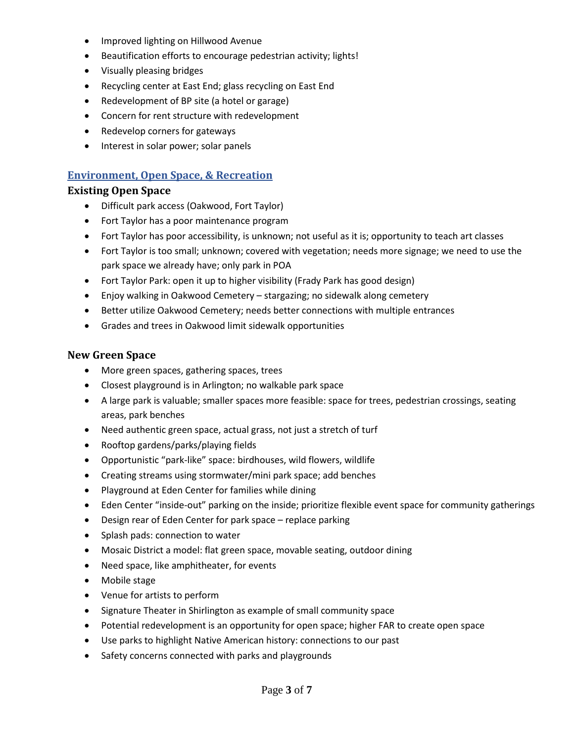- Improved lighting on Hillwood Avenue
- Beautification efforts to encourage pedestrian activity; lights!
- Visually pleasing bridges
- Recycling center at East End; glass recycling on East End
- Redevelopment of BP site (a hotel or garage)
- Concern for rent structure with redevelopment
- Redevelop corners for gateways
- Interest in solar power; solar panels

## Environment, Open Space, & Recreation

### Existing Open Space

- Difficult park access (Oakwood, Fort Taylor)
- Fort Taylor has a poor maintenance program
- Fort Taylor has poor accessibility, is unknown; not useful as it is; opportunity to teach art classes
- Fort Taylor is too small; unknown; covered with vegetation; needs more signage; we need to use the park space we already have; only park in POA
- Fort Taylor Park: open it up to higher visibility (Frady Park has good design)
- Enjoy walking in Oakwood Cemetery – stargazing; no sidewalk along cemetery
- Better utilize Oakwood Cemetery; needs better connections with multiple entrances
- Grades and trees in Oakwood limit sidewalk opportunities

### New Green Space

- More green spaces, gathering spaces, trees
- Closest playground is in Arlington; no walkable park space
- A large park is valuable; smaller spaces more feasible: space for trees, pedestrian crossings, seating areas, park benches
- Need authentic green space, actual grass, not just a stretch of turf
- Rooftop gardens/parks/playing fields
- Opportunistic "park-like" space: birdhouses, wild flowers, wildlife
- Creating streams using stormwater/mini park space; add benches
- Playground at Eden Center for families while dining
- Eden Center "inside-out" parking on the inside; prioritize flexible event space for community gatherings
- Design rear of Eden Center for park space – replace parking
- Splash pads: connection to water
- Mosaic District a model: flat green space, movable seating, outdoor dining
- Need space, like amphitheater, for events
- Mobile stage
- Venue for artists to perform
- Signature Theater in Shirlington as example of small community space
- Potential redevelopment is an opportunity for open space; higher FAR to create open space
- Use parks to highlight Native American history: connections to our past
- Safety concerns connected with parks and playgrounds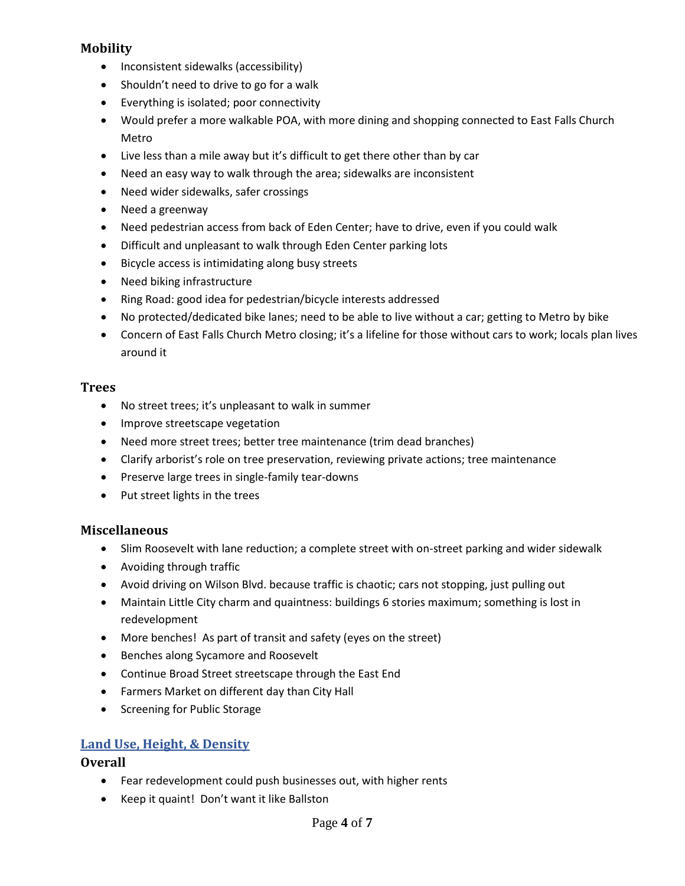### Mobility

- Inconsistent sidewalks (accessibility)
- Shouldn't need to drive to go for a walk
- Everything is isolated; poor connectivity
- Would prefer a more walkable POA, with more dining and shopping connected to East Falls Church Metro
- Live less than a mile away but it's difficult to get there other than by car
- Need an easy way to walk through the area; sidewalks are inconsistent
- Need wider sidewalks, safer crossings
- Need a greenway
- Need pedestrian access from back of Eden Center; have to drive, even if you could walk
- Difficult and unpleasant to walk through Eden Center parking lots
- Bicycle access is intimidating along busy streets
- Need biking infrastructure
- Ring Road: good idea for pedestrian/bicycle interests addressed
- No protected/dedicated bike lanes; need to be able to live without a car; getting to Metro by bike
- Concern of East Falls Church Metro closing; it's a lifeline for those without cars to work; locals plan lives around it

### Trees

- No street trees; it's unpleasant to walk in summer
- Improve streetscape vegetation
- Need more street trees; better tree maintenance (trim dead branches)
- Clarify arborist's role on tree preservation, reviewing private actions; tree maintenance
- Preserve large trees in single-family tear-downs
- Put street lights in the trees

### Miscellaneous

- Slim Roosevelt with lane reduction; a complete street with on-street parking and wider sidewalk
- Avoiding through traffic
- Avoid driving on Wilson Blvd. because traffic is chaotic; cars not stopping, just pulling out
- Maintain Little City charm and quaintness: buildings 6 stories maximum; something is lost in redevelopment
- More benches! As part of transit and safety (eyes on the street)
- Benches along Sycamore and Roosevelt
- Continue Broad Street streetscape through the East End
- Farmers Market on different day than City Hall
- Screening for Public Storage

## Land Use, Height, & Density

### Overall

- Fear redevelopment could push businesses out, with higher rents
- Keep it quaint! Don't want it like Ballston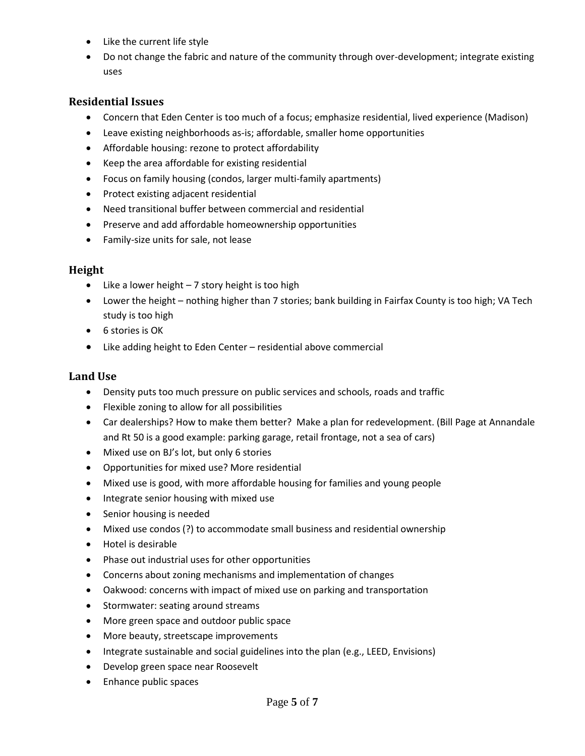- Like the current life style
- Do not change the fabric and nature of the community through over-development; integrate existing uses

## Residential Issues

- Concern that Eden Center is too much of a focus; emphasize residential, lived experience (Madison)
- Leave existing neighborhoods as-is; affordable, smaller home opportunities
- Affordable housing: rezone to protect affordability
- Keep the area affordable for existing residential
- Focus on family housing (condos, larger multi-family apartments)
- Protect existing adjacent residential
- Need transitional buffer between commercial and residential
- Preserve and add affordable homeownership opportunities
- Family-size units for sale, not lease

## Height

- Like a lower height – 7 story height is too high
- Lower the height – nothing higher than 7 stories; bank building in Fairfax County is too high; VA Tech study is too high
- 6 stories is OK
- Like adding height to Eden Center – residential above commercial

## Land Use

- Density puts too much pressure on public services and schools, roads and traffic
- Flexible zoning to allow for all possibilities
- Car dealerships? How to make them better? Make a plan for redevelopment. (Bill Page at Annandale and Rt 50 is a good example: parking garage, retail frontage, not a sea of cars)
- Mixed use on BJ's lot, but only 6 stories
- Opportunities for mixed use? More residential
- Mixed use is good, with more affordable housing for families and young people
- Integrate senior housing with mixed use
- Senior housing is needed
- Mixed use condos (?) to accommodate small business and residential ownership
- Hotel is desirable
- Phase out industrial uses for other opportunities
- Concerns about zoning mechanisms and implementation of changes
- Oakwood: concerns with impact of mixed use on parking and transportation
- Stormwater: seating around streams
- More green space and outdoor public space
- More beauty, streetscape improvements
- Integrate sustainable and social guidelines into the plan (e.g., LEED, Envisions)
- Develop green space near Roosevelt
- Enhance public spaces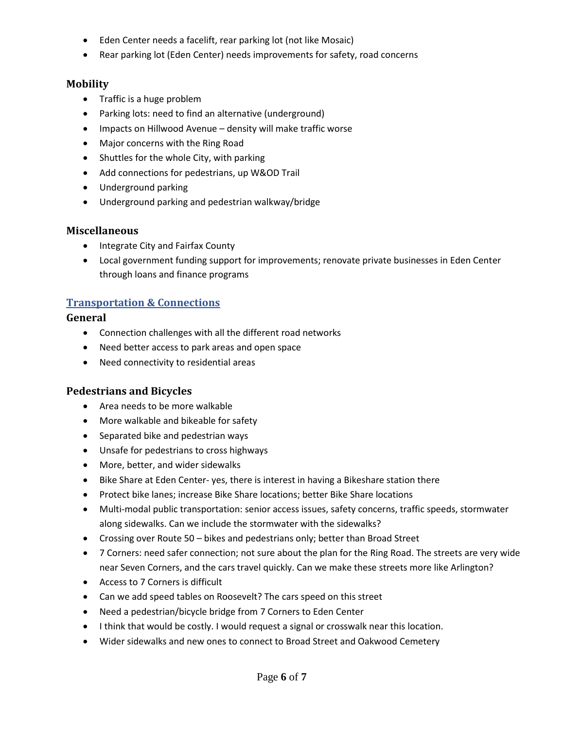- Eden Center needs a facelift, rear parking lot (not like Mosaic)
- Rear parking lot (Eden Center) needs improvements for safety, road concerns

### Mobility

- Traffic is a huge problem
- Parking lots: need to find an alternative (underground)
- Impacts on Hillwood Avenue – density will make traffic worse
- Major concerns with the Ring Road
- Shuttles for the whole City, with parking
- Add connections for pedestrians, up W&OD Trail
- Underground parking
- Underground parking and pedestrian walkway/bridge

### Miscellaneous

- Integrate City and Fairfax County
- Local government funding support for improvements; renovate private businesses in Eden Center through loans and finance programs

## Transportation & Connections

### General

- Connection challenges with all the different road networks
- Need better access to park areas and open space
- Need connectivity to residential areas

### Pedestrians and Bicycles

- Area needs to be more walkable
- More walkable and bikeable for safety
- Separated bike and pedestrian ways
- Unsafe for pedestrians to cross highways
- More, better, and wider sidewalks
- Bike Share at Eden Center- yes, there is interest in having a Bikeshare station there
- Protect bike lanes; increase Bike Share locations; better Bike Share locations
- Multi-modal public transportation: senior access issues, safety concerns, traffic speeds, stormwater along sidewalks. Can we include the stormwater with the sidewalks?
- Crossing over Route 50 – bikes and pedestrians only; better than Broad Street
- 7 Corners: need safer connection; not sure about the plan for the Ring Road. The streets are very wide near Seven Corners, and the cars travel quickly. Can we make these streets more like Arlington?
- Access to 7 Corners is difficult
- Can we add speed tables on Roosevelt? The cars speed on this street
- Need a pedestrian/bicycle bridge from 7 Corners to Eden Center
- I think that would be costly. I would request a signal or crosswalk near this location.
- Wider sidewalks and new ones to connect to Broad Street and Oakwood Cemetery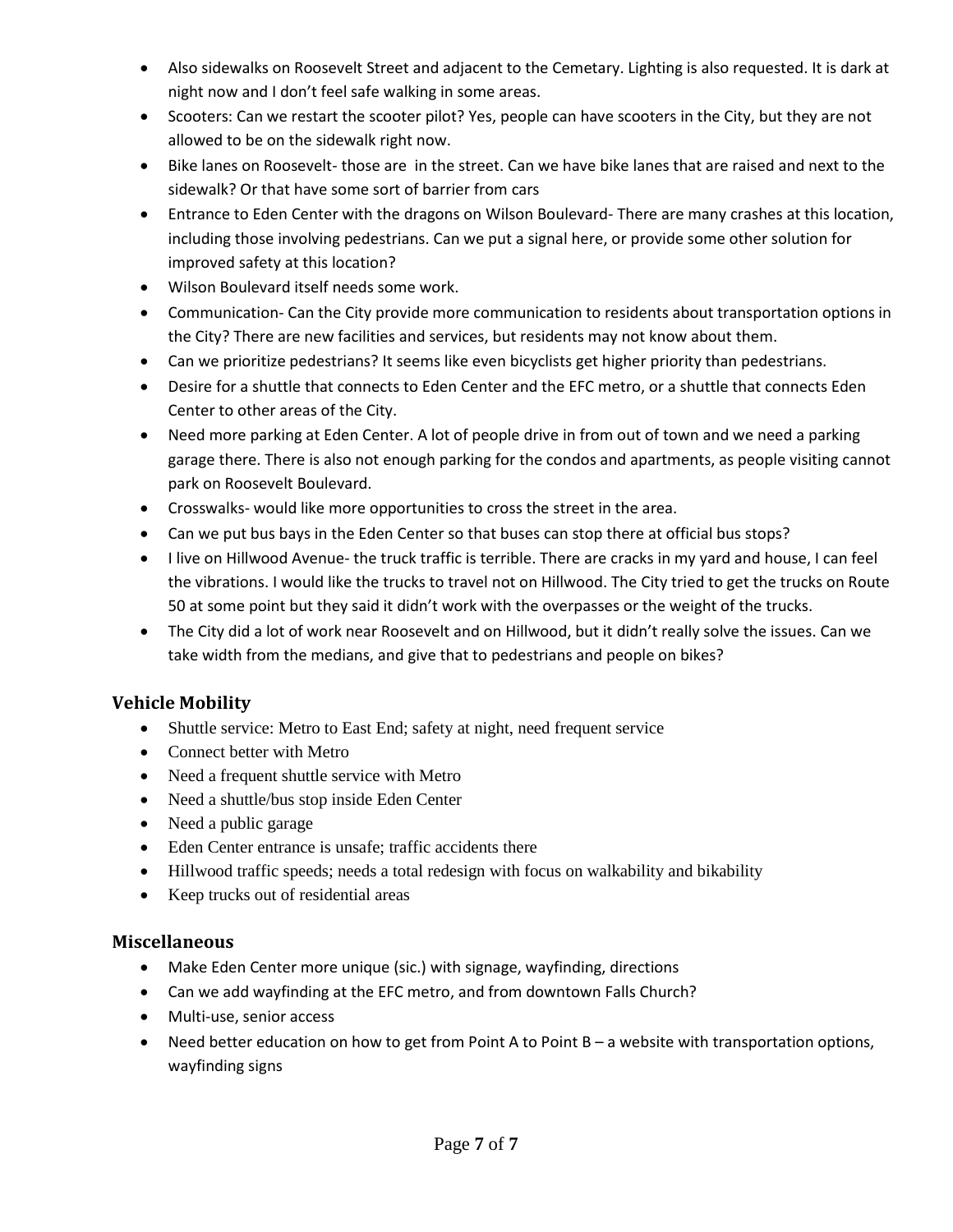- Also sidewalks on Roosevelt Street and adjacent to the Cemetary. Lighting is also requested. It is dark at night now and I don't feel safe walking in some areas.
- Scooters: Can we restart the scooter pilot? Yes, people can have scooters in the City, but they are not allowed to be on the sidewalk right now.
- Bike lanes on Roosevelt- those are in the street. Can we have bike lanes that are raised and next to the sidewalk? Or that have some sort of barrier from cars
- Entrance to Eden Center with the dragons on Wilson Boulevard- There are many crashes at this location, including those involving pedestrians. Can we put a signal here, or provide some other solution for improved safety at this location?
- Wilson Boulevard itself needs some work.
- Communication- Can the City provide more communication to residents about transportation options in the City? There are new facilities and services, but residents may not know about them.
- Can we prioritize pedestrians? It seems like even bicyclists get higher priority than pedestrians.
- Desire for a shuttle that connects to Eden Center and the EFC metro, or a shuttle that connects Eden Center to other areas of the City.
- Need more parking at Eden Center. A lot of people drive in from out of town and we need a parking garage there. There is also not enough parking for the condos and apartments, as people visiting cannot park on Roosevelt Boulevard.
- Crosswalks- would like more opportunities to cross the street in the area.
- Can we put bus bays in the Eden Center so that buses can stop there at official bus stops?
- I live on Hillwood Avenue- the truck traffic is terrible. There are cracks in my yard and house, I can feel the vibrations. I would like the trucks to travel not on Hillwood. The City tried to get the trucks on Route 50 at some point but they said it didn't work with the overpasses or the weight of the trucks.
- The City did a lot of work near Roosevelt and on Hillwood, but it didn't really solve the issues. Can we take width from the medians, and give that to pedestrians and people on bikes?

### Vehicle Mobility

- Shuttle service: Metro to East End; safety at night, need frequent service
- Connect better with Metro
- Need a frequent shuttle service with Metro
- Need a shuttle/bus stop inside Eden Center
- Need a public garage
- Eden Center entrance is unsafe; traffic accidents there
- Hillwood traffic speeds; needs a total redesign with focus on walkability and bikability
- Keep trucks out of residential areas

### Miscellaneous

- Make Eden Center more unique (sic.) with signage, wayfinding, directions
- Can we add wayfinding at the EFC metro, and from downtown Falls Church?
- Multi-use, senior access
- Need better education on how to get from Point A to Point B – a website with transportation options, wayfinding signs